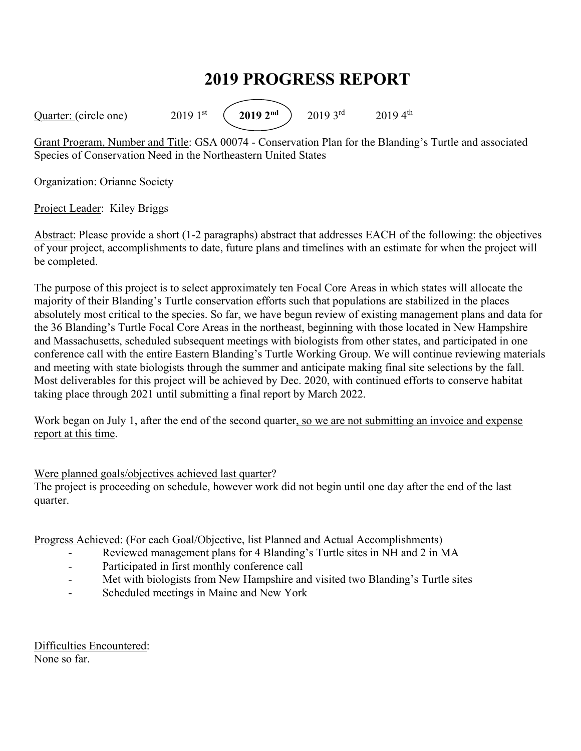# 2019 PROGRESS REPORT

Quarter: (circle one) 2019 1st **(2019 2nd)** 2019 3rd 2019 4th

Grant Program, Number and Title: GSA 00074 - Conservation Plan for the Blanding's Turtle and associated Species of Conservation Need in the Northeastern United States

Organization: Orianne Society

Project Leader: Kiley Briggs

Abstract: Please provide a short (1-2 paragraphs) abstract that addresses EACH of the following: the objectives of your project, accomplishments to date, future plans and timelines with an estimate for when the project will be completed.

The purpose of this project is to select approximately ten Focal Core Areas in which states will allocate the majority of their Blanding's Turtle conservation efforts such that populations are stabilized in the places absolutely most critical to the species. So far, we have begun review of existing management plans and data for the 36 Blanding's Turtle Focal Core Areas in the northeast, beginning with those located in New Hampshire and Massachusetts, scheduled subsequent meetings with biologists from other states, and participated in one conference call with the entire Eastern Blanding's Turtle Working Group. We will continue reviewing materials and meeting with state biologists through the summer and anticipate making final site selections by the fall. Most deliverables for this project will be achieved by Dec. 2020, with continued efforts to conserve habitat taking place through 2021 until submitting a final report by March 2022.

Work began on July 1, after the end of the second quarter, so we are not submitting an invoice and expense report at this time.

Were planned goals/objectives achieved last quarter?
The project is proceeding on schedule, however work did not begin until one day after the end of the last quarter.

Progress Achieved: (For each Goal/Objective, list Planned and Actual Accomplishments)

- Reviewed management plans for 4 Blanding's Turtle sites in NH and 2 in MA
- Participated in first monthly conference call
- Met with biologists from New Hampshire and visited two Blanding's Turtle sites
- Scheduled meetings in Maine and New York

Difficulties Encountered:
None so far.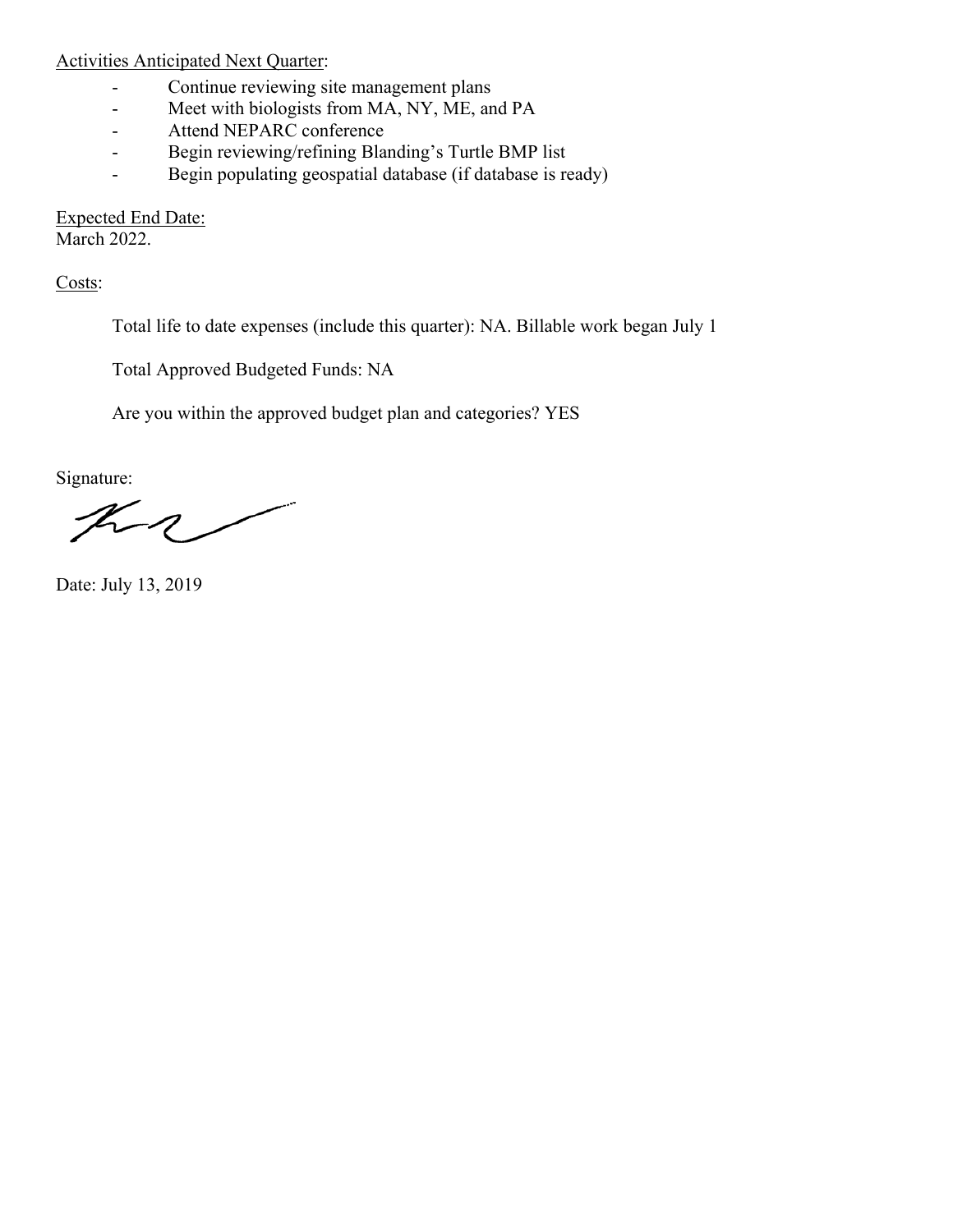Activities Anticipated Next Quarter:

- Continue reviewing site management plans
- Meet with biologists from MA, NY, ME, and PA
- Attend NEPARC conference
- Begin reviewing/refining Blanding's Turtle BMP list
- Begin populating geospatial database (if database is ready)

Expected End Date:
March 2022.

Costs:

Total life to date expenses (include this quarter): NA. Billable work began July 1

Total Approved Budgeted Funds: NA

Are you within the approved budget plan and categories? YES

Signature:

Date: July 13, 2019